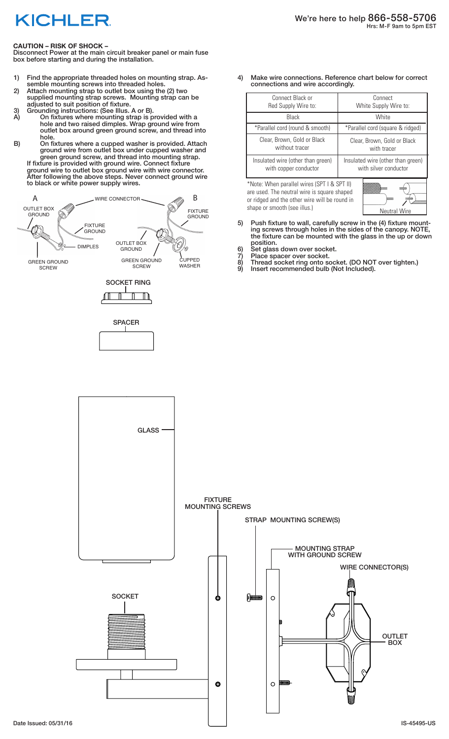KICHLER

We're here to help 866-558-5706
Hrs: M-F 9am to 5pm EST

**CAUTION – RISK OF SHOCK –**
**Disconnect Power at the main circuit breaker panel or main fuse box before starting and during the installation.**

1) Find the appropriate threaded holes on mounting strap. Assemble mounting screws into threaded holes.
2) Attach mounting strap to outlet box using the (2) two supplied mounting strap screws. Mounting strap can be adjusted to suit position of fixture.
3) Grounding instructions: (See Illus. A or B).
A) On fixtures where mounting strap is provided with a hole and two raised dimples. Wrap ground wire from outlet box around green ground screw, and thread into hole.
B) On fixtures where a cupped washer is provided. Attach ground wire from outlet box under cupped washer and green ground screw, and thread into mounting strap.
If fixture is provided with ground wire. Connect fixture ground wire to outlet box ground wire with wire connector. After following the above steps. Never connect ground wire to black or white power supply wires.

A: OUTLET BOX GROUND, WIRE CONNECTOR, FIXTURE GROUND, DIMPLES, GREEN GROUND SCREW

B: FIXTURE GROUND, OUTLET BOX GROUND, GREEN GROUND SCREW, CUPPED WASHER

SOCKET RING

SPACER

4) Make wire connections. Reference chart below for correct connections and wire accordingly.

| Connect Black or Red Supply Wire to: | Connect White Supply Wire to: |
|---|---|
| Black | White |
| *Parallel cord (round & smooth) | *Parallel cord (square & ridged) |
| Clear, Brown, Gold or Black without tracer | Clear, Brown, Gold or Black with tracer |
| Insulated wire (other than green) with copper conductor | Insulated wire (other than green) with silver conductor |

*Note: When parallel wires (SPT I & SPT II) are used. The neutral wire is square shaped or ridged and the other wire will be round in shape or smooth (see illus.)

Neutral Wire

5) Push fixture to wall, carefully screw in the (4) fixture mounting screws through holes in the sides of the canopy. NOTE, the fixture can be mounted with the glass in the up or down position.
6) Set glass down over socket.
7) Place spacer over socket.
8) Thread socket ring onto socket. (DO NOT over tighten.)
9) Insert recommended bulb (Not Included).

GLASS

FIXTURE MOUNTING SCREWS

STRAP MOUNTING SCREW(S)

MOUNTING STRAP WITH GROUND SCREW

WIRE CONNECTOR(S)

SOCKET

OUTLET BOX

Date Issued: 05/31/16

IS-45495-US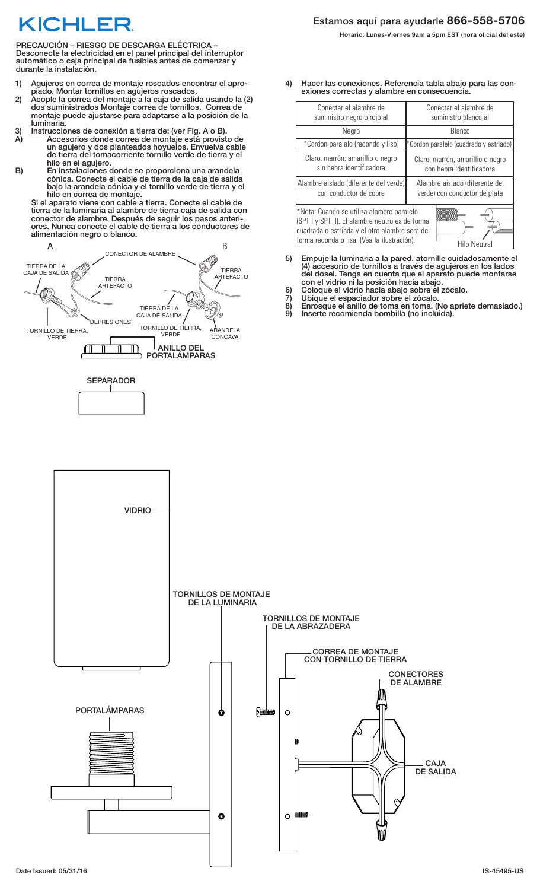# KICHLER

**Estamos aquí para ayudarle 866-558-5706**

Horario: Lunes-Viernes 9am a 5pm EST (hora oficial del este)

**PRECAUCIÓN – RIESGO DE DESCARGA ELÉCTRICA –** Desconecte la electricidad en el panel principal del interruptor automático o caja principal de fusibles antes de comenzar y durante la instalación.

1) Agujeros en correa de montaje roscados encontrar el apropiado. Montar tornillos en agujeros roscados.
2) Acople la correa del montaje a la caja de salida usando la (2) dos suministrados Montaje correa de tornillos. Correa de montaje puede ajustarse para adaptarse a la posición de la luminaria.
3) Instrucciones de conexión a tierra de: (ver Fig. A o B).
   A) Accesorios donde correa de montaje está provisto de un agujero y dos planteados hoyuelos. Envuelva cable de tierra del tomacorriente tornillo verde de tierra y el hilo en el agujero.
   B) En instalaciones donde se proporciona una arandela cónica. Conecte el cable de tierra de la caja de salida bajo la arandela cónica y el tornillo verde de tierra y el hilo en correa de montaje.

   Si el aparato viene con cable a tierra. Conecte el cable de tierra de la luminaria al alambre de tierra caja de salida con conector de alambre. Después de seguir los pasos anteriores. Nunca conecte el cable de tierra a los conductores de alimentación negro o blanco.

A: CONECTOR DE ALAMBRE, TIERRA DE LA CAJA DE SALIDA, TIERRA ARTEFACTO, DEPRESIONES, TORNILLO DE TIERRA, VERDE

B: TIERRA ARTEFACTO, TIERRA DE LA CAJA DE SALIDA, TORNILLO DE TIERRA, VERDE, ARANDELA CONCAVA

ANILLO DEL PORTALÁMPARAS

SEPARADOR

4) Hacer las conexiones. Referencia tabla abajo para las conexiones correctas y alambre en consecuencia.

| Conectar el alambre de suministro negro o rojo al | Conectar el alambre de suministro blanco al |
|---|---|
| Negro | Blanco |
| *Cordon paralelo (redondo y liso) | *Cordon paralelo (cuadrado y estriado) |
| Claro, marrón, amarillio o negro sin hebra identificadora | Claro, marrón, amarillio o negro con hebra identificadora |
| Alambre aislado (diferente del verde) con conductor de cobre | Alambre aislado (diferente del verde) con conductor de plata |

*Nota: Cuando se utiliza alambre paralelo (SPT I y SPT II). El alambre neutro es de forma cuadrada o estriada y el otro alambre será de forma redonda o lisa. (Vea la ilustración).

Hilo Neutral

5) Empuje la luminaria a la pared, atornille cuidadosamente el (4) accesorio de tornillos a través de agujeros en los lados del dosel. Tenga en cuenta que el aparato puede montarse con el vidrio ni la posición hacia abajo.
6) Coloque el vidrio hacia abajo sobre el zócalo.
7) Ubique el espaciador sobre el zócalo.
8) Enrosque el anillo de toma en toma. (No apriete demasiado.)
9) Inserte recomienda bombilla (no incluida).

VIDRIO

TORNILLOS DE MONTAJE DE LA LUMINARIA

TORNILLOS DE MONTAJE DE LA ABRAZADERA

CORREA DE MONTAJE CON TORNILLO DE TIERRA

CONECTORES DE ALAMBRE

PORTALÁMPARAS

CAJA DE SALIDA

Date Issued: 05/31/16

IS-45495-US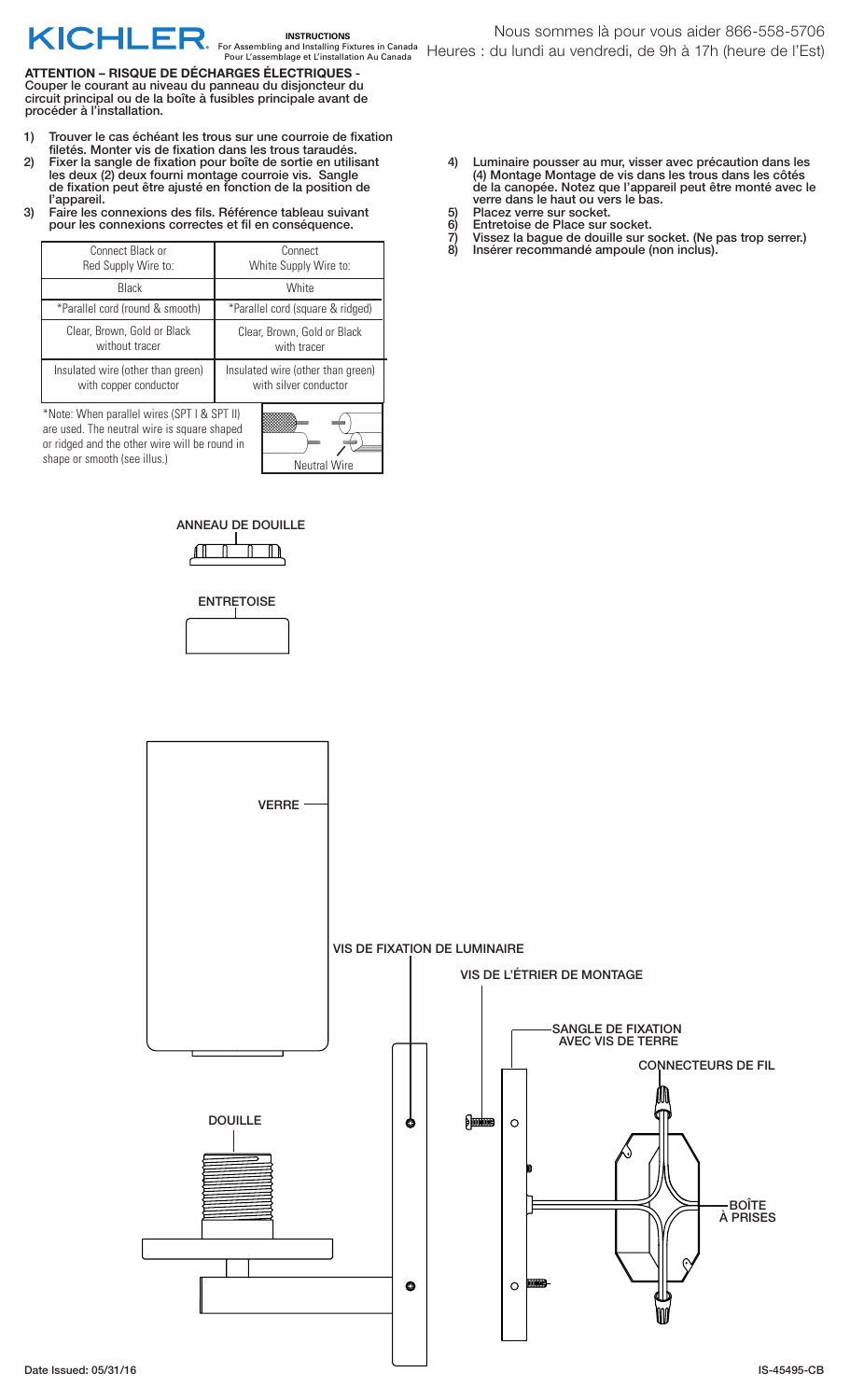# KICHLER

**INSTRUCTIONS**
For Assembling and Installing Fixtures in Canada
Pour L'assemblage et L'installation Au Canada

Nous sommes là pour vous aider 866-558-5706
Heures : du lundi au vendredi, de 9h à 17h (heure de l'Est)

**ATTENTION – RISQUE DE DÉCHARGES ÉLECTRIQUES -** Couper le courant au niveau du panneau du disjoncteur du circuit principal ou de la boîte à fusibles principale avant de procéder à l'installation.

1) **Trouver le cas échéant les trous sur une courroie de fixation filetés. Monter vis de fixation dans les trous taraudés.**
2) **Fixer la sangle de fixation pour boîte de sortie en utilisant les deux (2) deux fourni montage courroie vis. Sangle de fixation peut être ajusté en fonction de la position de l'appareil.**
3) **Faire les connexions des fils. Référence tableau suivant pour les connexions correctes et fil en conséquence.**

| Connect Black or Red Supply Wire to: | Connect White Supply Wire to: |
|---|---|
| Black | White |
| *Parallel cord (round & smooth) | *Parallel cord (square & ridged) |
| Clear, Brown, Gold or Black without tracer | Clear, Brown, Gold or Black with tracer |
| Insulated wire (other than green) with copper conductor | Insulated wire (other than green) with silver conductor |

*Note: When parallel wires (SPT I & SPT II) are used. The neutral wire is square shaped or ridged and the other wire will be round in shape or smooth (see illus.)

Neutral Wire

4) **Luminaire pousser au mur, visser avec précaution dans les (4) Montage Montage de vis dans les trous dans les côtés de la canopée. Notez que l'appareil peut être monté avec le verre dans le haut ou vers le bas.**
5) **Placez verre sur socket.**
6) **Entretoise de Place sur socket.**
7) **Vissez la bague de douille sur socket. (Ne pas trop serrer.)**
8) **Insérer recommandé ampoule (non inclus).**

ANNEAU DE DOUILLE

ENTRETOISE

VERRE

VIS DE FIXATION DE LUMINAIRE

VIS DE L'ÉTRIER DE MONTAGE

SANGLE DE FIXATION AVEC VIS DE TERRE

CONNECTEURS DE FIL

DOUILLE

BOÎTE À PRISES

Date Issued: 05/31/16

IS-45495-CB